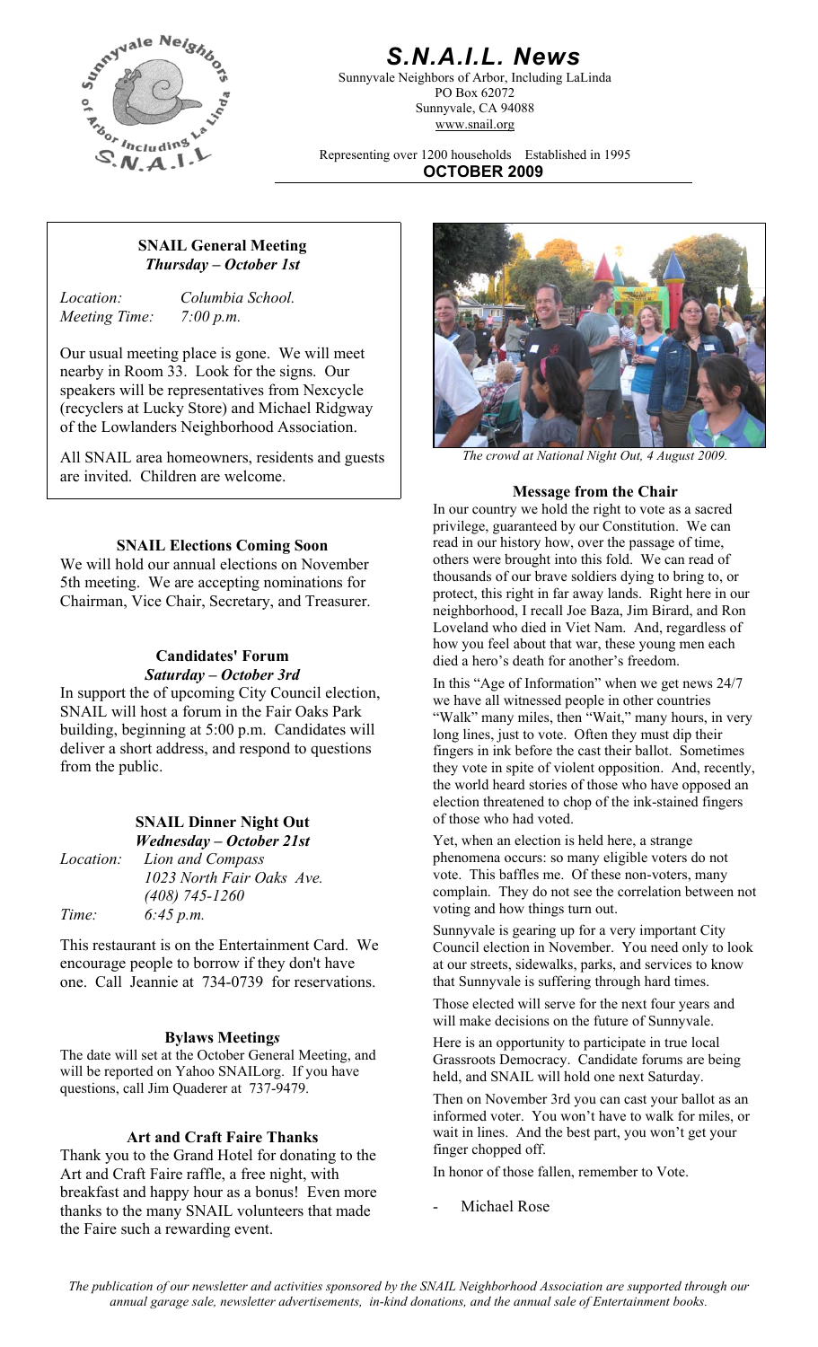# S.N.A.I.L. News

Sunnyvale Neighbors of Arbor, Including LaLinda
PO Box 62072
Sunnyvale, CA 94088
www.snail.org

Representing over 1200 households Established in 1995

**OCTOBER 2009**

## SNAIL General Meeting
***Thursday – October 1st***

*Location:* *Columbia School.*
*Meeting Time:* *7:00 p.m.*

Our usual meeting place is gone. We will meet nearby in Room 33. Look for the signs. Our speakers will be representatives from Nexcycle (recyclers at Lucky Store) and Michael Ridgway of the Lowlanders Neighborhood Association.

All SNAIL area homeowners, residents and guests are invited. Children are welcome.

## SNAIL Elections Coming Soon

We will hold our annual elections on November 5th meeting. We are accepting nominations for Chairman, Vice Chair, Secretary, and Treasurer.

## Candidates' Forum
***Saturday – October 3rd***

In support the of upcoming City Council election, SNAIL will host a forum in the Fair Oaks Park building, beginning at 5:00 p.m. Candidates will deliver a short address, and respond to questions from the public.

## SNAIL Dinner Night Out
***Wednesday – October 21st***

*Location:* *Lion and Compass*
*1023 North Fair Oaks Ave.*
*(408) 745-1260*
*Time:* *6:45 p.m.*

This restaurant is on the Entertainment Card. We encourage people to borrow if they don't have one. Call Jeannie at 734-0739 for reservations.

## Bylaws Meetings

The date will set at the October General Meeting, and will be reported on Yahoo SNAILorg. If you have questions, call Jim Quaderer at 737-9479.

## Art and Craft Faire Thanks

Thank you to the Grand Hotel for donating to the Art and Craft Faire raffle, a free night, with breakfast and happy hour as a bonus! Even more thanks to the many SNAIL volunteers that made the Faire such a rewarding event.

*The crowd at National Night Out, 4 August 2009.*

## Message from the Chair

In our country we hold the right to vote as a sacred privilege, guaranteed by our Constitution. We can read in our history how, over the passage of time, others were brought into this fold. We can read of thousands of our brave soldiers dying to bring to, or protect, this right in far away lands. Right here in our neighborhood, I recall Joe Baza, Jim Birard, and Ron Loveland who died in Viet Nam. And, regardless of how you feel about that war, these young men each died a hero's death for another's freedom.

In this "Age of Information" when we get news 24/7 we have all witnessed people in other countries "Walk" many miles, then "Wait," many hours, in very long lines, just to vote. Often they must dip their fingers in ink before the cast their ballot. Sometimes they vote in spite of violent opposition. And, recently, the world heard stories of those who have opposed an election threatened to chop of the ink-stained fingers of those who had voted.

Yet, when an election is held here, a strange phenomena occurs: so many eligible voters do not vote. This baffles me. Of these non-voters, many complain. They do not see the correlation between not voting and how things turn out.

Sunnyvale is gearing up for a very important City Council election in November. You need only to look at our streets, sidewalks, parks, and services to know that Sunnyvale is suffering through hard times.

Those elected will serve for the next four years and will make decisions on the future of Sunnyvale.

Here is an opportunity to participate in true local Grassroots Democracy. Candidate forums are being held, and SNAIL will hold one next Saturday.

Then on November 3rd you can cast your ballot as an informed voter. You won't have to walk for miles, or wait in lines. And the best part, you won't get your finger chopped off.

In honor of those fallen, remember to Vote.

- Michael Rose

*The publication of our newsletter and activities sponsored by the SNAIL Neighborhood Association are supported through our annual garage sale, newsletter advertisements, in-kind donations, and the annual sale of Entertainment books.*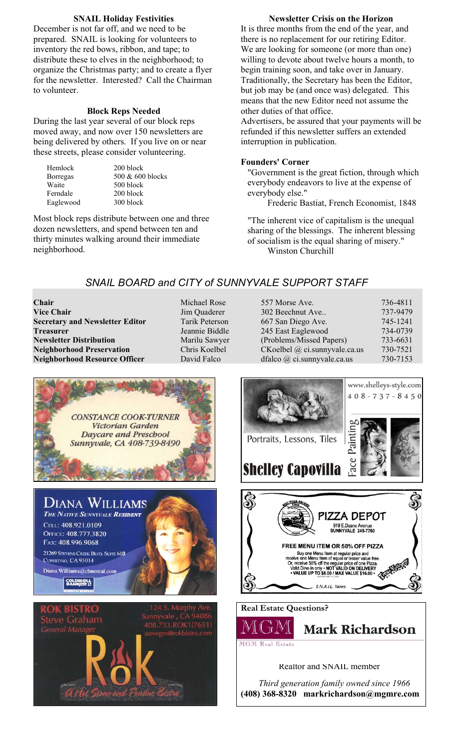### SNAIL Holiday Festivities

December is not far off, and we need to be prepared. SNAIL is looking for volunteers to inventory the red bows, ribbon, and tape; to distribute these to elves in the neighborhood; to organize the Christmas party; and to create a flyer for the newsletter. Interested? Call the Chairman to volunteer.

### Block Reps Needed

During the last year several of our block reps moved away, and now over 150 newsletters are being delivered by others. If you live on or near these streets, please consider volunteering.

| | |
|---|---|
| Hemlock | 200 block |
| Borregas | 500 & 600 blocks |
| Waite | 500 block |
| Ferndale | 200 block |
| Eaglewood | 300 block |

Most block reps distribute between one and three dozen newsletters, and spend between ten and thirty minutes walking around their immediate neighborhood.

### Newsletter Crisis on the Horizon

It is three months from the end of the year, and there is no replacement for our retiring Editor. We are looking for someone (or more than one) willing to devote about twelve hours a month, to begin training soon, and take over in January. Traditionally, the Secretary has been the Editor, but job may be (and once was) delegated. This means that the new Editor need not assume the other duties of that office.

Advertisers, be assured that your payments will be refunded if this newsletter suffers an extended interruption in publication.

### Founders' Corner

"Government is the great fiction, through which everybody endeavors to live at the expense of everybody else."

Frederic Bastiat, French Economist, 1848

"The inherent vice of capitalism is the unequal sharing of the blessings. The inherent blessing of socialism is the equal sharing of misery."

Winston Churchill

## *SNAIL BOARD and CITY of SUNNYVALE SUPPORT STAFF*

| | | | |
|---|---|---|---|
| **Chair** | Michael Rose | 557 Morse Ave. | 736-4811 |
| **Vice Chair** | Jim Quaderer | 302 Beechnut Ave.. | 737-9479 |
| **Secretary and Newsletter Editor** | Tarik Peterson | 667 San Diego Ave. | 745-1241 |
| **Treasurer** | Jeannie Biddle | 245 East Eaglewood | 734-0739 |
| **Newsletter Distribution** | Marilu Sawyer | (Problems/Missed Papers) | 733-6631 |
| **Neighborhood Preservation** | Chris Koelbel | CKoelbel @ ci.sunnyvale.ca.us | 730-7521 |
| **Neighborhood Resource Officer** | David Falco | dfalco @ ci.sunnyvale.ca.us | 730-7153 |

*CONSTANCE COOK-TURNER*
*Victorian Garden*
*Daycare and Preschool*
*Sunnyvale, CA 408-739-8490*

www.shelleys-style.com
408-737-8450
Portraits, Lessons, Tiles
Face Painting
**Shelley Capovilla**

DIANA WILLIAMS
*THE NATIVE SUNNYVALE RESIDENT*
CELL: 408.921.0109
OFFICE: 408.777.3820
FAX: 408.996.9068
21269 STEVENS CREEK BLVD. SUITE 610
CUPERTINO, CA 95014
Diana.Williams@cbnorcal.com
COLDWELL BANKER

**PIZZA DEPOT**
919 E.Duane Avenue
SUNNYVALE 245-7760
**FREE MENU ITEM OR 50% OFF PIZZA**
Buy one Menu Item at regular price and receive one Menu Item of equal or lesser value free. Or, receive 50% off the regular price of one Pizza. Valid Dine-In only • NOT VALID ON DELIVERY • VALUE UP TO $8.00 / MAX VALUE $16.00 •
S.N.A.I.L. News

ROK BISTRO
Steve Graham
General Manager
124 S. Murphy Ave.
Sunnyvale, CA 94086
408.733.ROK1(7651)
stevegm@rokbistro.com
Rok
A Hot Stone and Fondue Bistro

**Real Estate Questions?**

MGM **Mark Richardson**
MGM Real Estate

Realtor and SNAIL member

*Third generation family owned since 1966*
**(408) 368-8320 markrichardson@mgmre.com**